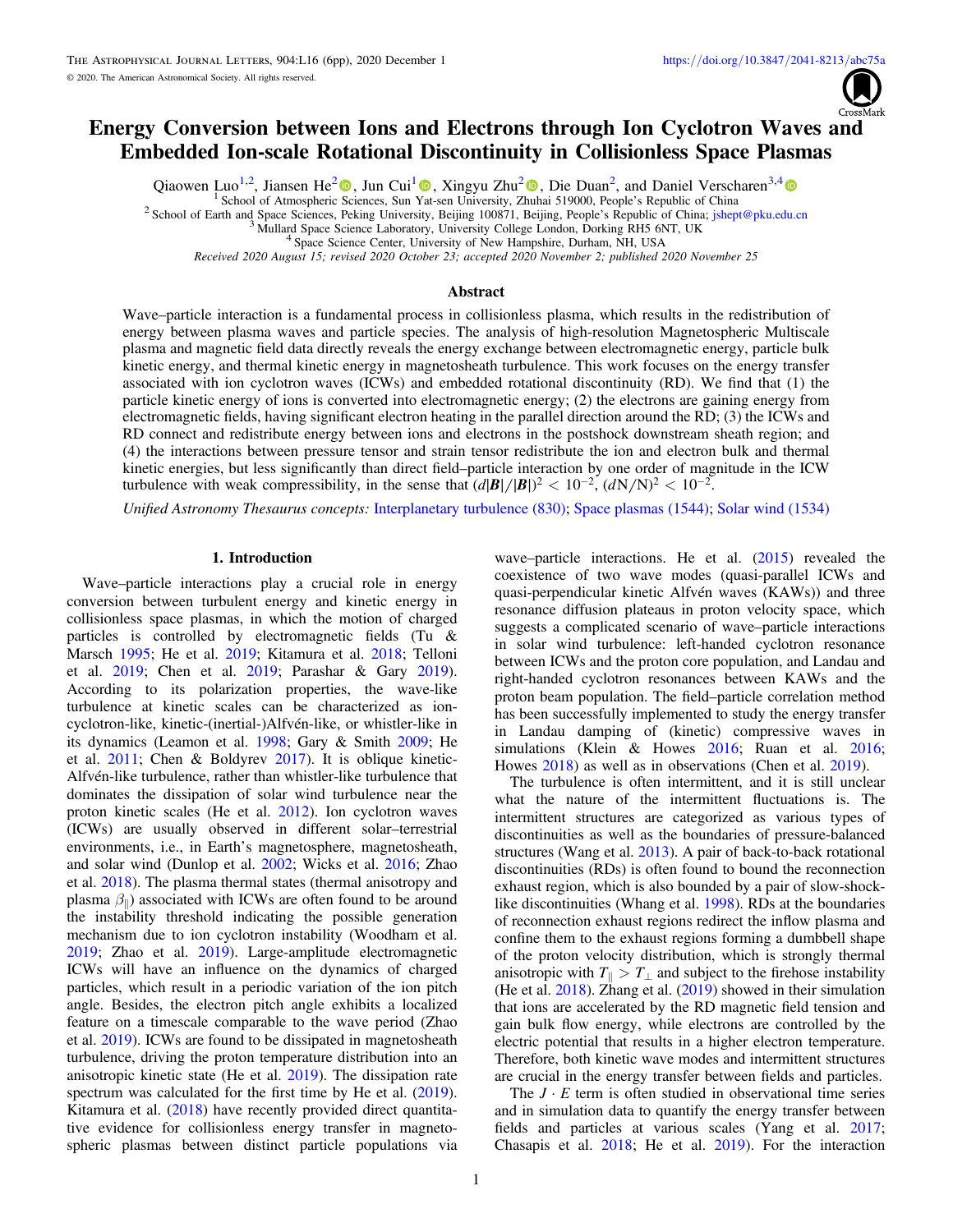# Energy Conversion between Ions and Electrons through Ion Cyclotron Waves and Embedded Ion-scale Rotational Discontinuity in Collisionless Space Plasmas

Qiaowen Luo[1,2], Jiansen He[2], Jun Cui[1], Xingyu Zhu[2], Die Duan[2], and Daniel Verscharen[3,4]

[1] School of Atmospheric Sciences, Sun Yat-sen University, Zhuhai 519000, People's Republic of China
[2] School of Earth and Space Sciences, Peking University, Beijing 100871, Beijing, People's Republic of China; jshept@pku.edu.cn
[3] Mullard Space Science Laboratory, University College London, Dorking RH5 6NT, UK
[4] Space Science Center, University of New Hampshire, Durham, NH, USA

*Received 2020 August 15; revised 2020 October 23; accepted 2020 November 2; published 2020 November 25*

## Abstract

Wave–particle interaction is a fundamental process in collisionless plasma, which results in the redistribution of energy between plasma waves and particle species. The analysis of high-resolution Magnetospheric Multiscale plasma and magnetic field data directly reveals the energy exchange between electromagnetic energy, particle bulk kinetic energy, and thermal kinetic energy in magnetosheath turbulence. This work focuses on the energy transfer associated with ion cyclotron waves (ICWs) and embedded rotational discontinuity (RD). We find that (1) the particle kinetic energy of ions is converted into electromagnetic energy; (2) the electrons are gaining energy from electromagnetic fields, having significant electron heating in the parallel direction around the RD; (3) the ICWs and RD connect and redistribute energy between ions and electrons in the postshock downstream sheath region; and (4) the interactions between pressure tensor and strain tensor redistribute the ion and electron bulk and thermal kinetic energies, but less significantly than direct field–particle interaction by one order of magnitude in the ICW turbulence with weak compressibility, in the sense that $(d|\boldsymbol{B}|/|\boldsymbol{B}|)^2 < 10^{-2}$, $(d\mathrm{N}/\mathrm{N})^2 < 10^{-2}$.

*Unified Astronomy Thesaurus concepts:* Interplanetary turbulence (830); Space plasmas (1544); Solar wind (1534)

## 1. Introduction

Wave–particle interactions play a crucial role in energy conversion between turbulent energy and kinetic energy in collisionless space plasmas, in which the motion of charged particles is controlled by electromagnetic fields (Tu & Marsch 1995; He et al. 2019; Kitamura et al. 2018; Telloni et al. 2019; Chen et al. 2019; Parashar & Gary 2019). According to its polarization properties, the wave-like turbulence at kinetic scales can be characterized as ion-cyclotron-like, kinetic-(inertial-)Alfvén-like, or whistler-like in its dynamics (Leamon et al. 1998; Gary & Smith 2009; He et al. 2011; Chen & Boldyrev 2017). It is oblique kinetic-Alfvén-like turbulence, rather than whistler-like turbulence that dominates the dissipation of solar wind turbulence near the proton kinetic scales (He et al. 2012). Ion cyclotron waves (ICWs) are usually observed in different solar–terrestrial environments, i.e., in Earth's magnetosphere, magnetosheath, and solar wind (Dunlop et al. 2002; Wicks et al. 2016; Zhao et al. 2018). The plasma thermal states (thermal anisotropy and plasma $\beta_{\|}$) associated with ICWs are often found to be around the instability threshold indicating the possible generation mechanism due to ion cyclotron instability (Woodham et al. 2019; Zhao et al. 2019). Large-amplitude electromagnetic ICWs will have an influence on the dynamics of charged particles, which result in a periodic variation of the ion pitch angle. Besides, the electron pitch angle exhibits a localized feature on a timescale comparable to the wave period (Zhao et al. 2019). ICWs are found to be dissipated in magnetosheath turbulence, driving the proton temperature distribution into an anisotropic kinetic state (He et al. 2019). The dissipation rate spectrum was calculated for the first time by He et al. (2019). Kitamura et al. (2018) have recently provided direct quantitative evidence for collisionless energy transfer in magnetospheric plasmas between distinct particle populations via wave–particle interactions. He et al. (2015) revealed the coexistence of two wave modes (quasi-parallel ICWs and quasi-perpendicular kinetic Alfvén waves (KAWs)) and three resonance diffusion plateaus in proton velocity space, which suggests a complicated scenario of wave–particle interactions in solar wind turbulence: left-handed cyclotron resonance between ICWs and the proton core population, and Landau and right-handed cyclotron resonances between KAWs and the proton beam population. The field–particle correlation method has been successfully implemented to study the energy transfer in Landau damping of (kinetic) compressive waves in simulations (Klein & Howes 2016; Ruan et al. 2016; Howes 2018) as well as in observations (Chen et al. 2019).

The turbulence is often intermittent, and it is still unclear what the nature of the intermittent fluctuations is. The intermittent structures are categorized as various types of discontinuities as well as the boundaries of pressure-balanced structures (Wang et al. 2013). A pair of back-to-back rotational discontinuities (RDs) is often found to bound the reconnection exhaust region, which is also bounded by a pair of slow-shock-like discontinuities (Whang et al. 1998). RDs at the boundaries of reconnection exhaust regions redirect the inflow plasma and confine them to the exhaust regions forming a dumbbell shape of the proton velocity distribution, which is strongly thermal anisotropic with $T_{\|} > T_{\perp}$ and subject to the firehose instability (He et al. 2018). Zhang et al. (2019) showed in their simulation that ions are accelerated by the RD magnetic field tension and gain bulk flow energy, while electrons are controlled by the electric potential that results in a higher electron temperature. Therefore, both kinetic wave modes and intermittent structures are crucial in the energy transfer between fields and particles.

The $J \cdot E$ term is often studied in observational time series and in simulation data to quantify the energy transfer between fields and particles at various scales (Yang et al. 2017; Chasapis et al. 2018; He et al. 2019). For the interaction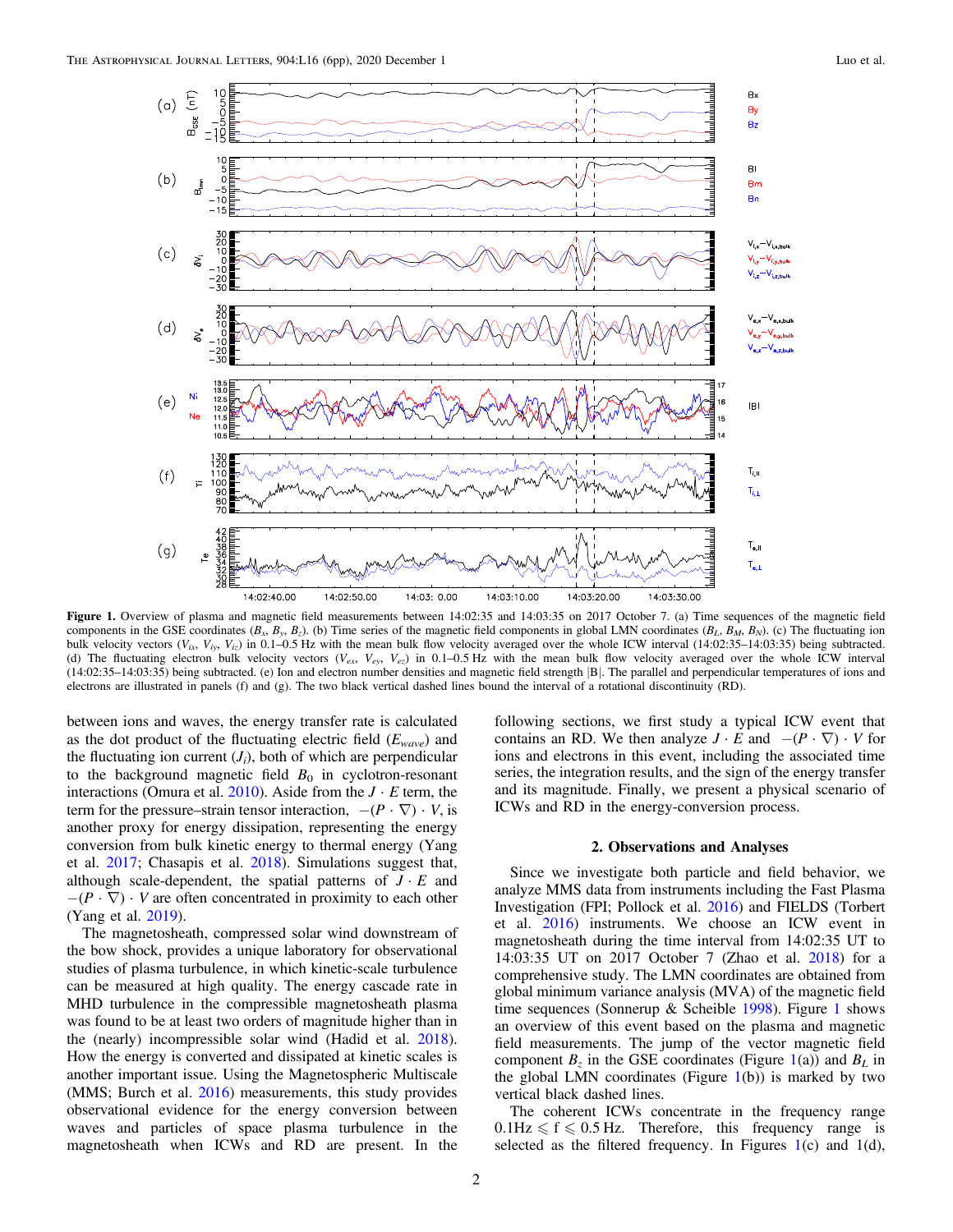Figure 1. Overview of plasma and magnetic field measurements between 14:02:35 and 14:03:35 on 2017 October 7. (a) Time sequences of the magnetic field components in the GSE coordinates ($B_x$, $B_y$, $B_z$). (b) Time series of the magnetic field components in global LMN coordinates ($B_L$, $B_M$, $B_N$). (c) The fluctuating ion bulk velocity vectors ($V_{ix}$, $V_{iy}$, $V_{iz}$) in 0.1–0.5 Hz with the mean bulk flow velocity averaged over the whole ICW interval (14:02:35–14:03:35) being subtracted. (d) The fluctuating electron bulk velocity vectors ($V_{ex}$, $V_{ey}$, $V_{ez}$) in 0.1–0.5 Hz with the mean bulk flow velocity averaged over the whole ICW interval (14:02:35–14:03:35) being subtracted. (e) Ion and electron number densities and magnetic field strength |B|. The parallel and perpendicular temperatures of ions and electrons are illustrated in panels (f) and (g). The two black vertical dashed lines bound the interval of a rotational discontinuity (RD).

between ions and waves, the energy transfer rate is calculated as the dot product of the fluctuating electric field ($E_{wave}$) and the fluctuating ion current ($J_i$), both of which are perpendicular to the background magnetic field $B_0$ in cyclotron-resonant interactions (Omura et al. 2010). Aside from the $J \cdot E$ term, the term for the pressure–strain tensor interaction, $-(P \cdot \nabla) \cdot V$, is another proxy for energy dissipation, representing the energy conversion from bulk kinetic energy to thermal energy (Yang et al. 2017; Chasapis et al. 2018). Simulations suggest that, although scale-dependent, the spatial patterns of $J \cdot E$ and $-(P \cdot \nabla) \cdot V$ are often concentrated in proximity to each other (Yang et al. 2019).

The magnetosheath, compressed solar wind downstream of the bow shock, provides a unique laboratory for observational studies of plasma turbulence, in which kinetic-scale turbulence can be measured at high quality. The energy cascade rate in MHD turbulence in the compressible magnetosheath plasma was found to be at least two orders of magnitude higher than in the (nearly) incompressible solar wind (Hadid et al. 2018). How the energy is converted and dissipated at kinetic scales is another important issue. Using the Magnetospheric Multiscale (MMS; Burch et al. 2016) measurements, this study provides observational evidence for the energy conversion between waves and particles of space plasma turbulence in the magnetosheath when ICWs and RD are present. In the following sections, we first study a typical ICW event that contains an RD. We then analyze $J \cdot E$ and $-(P \cdot \nabla) \cdot V$ for ions and electrons in this event, including the associated time series, the integration results, and the sign of the energy transfer and its magnitude. Finally, we present a physical scenario of ICWs and RD in the energy-conversion process.

## 2. Observations and Analyses

Since we investigate both particle and field behavior, we analyze MMS data from instruments including the Fast Plasma Investigation (FPI; Pollock et al. 2016) and FIELDS (Torbert et al. 2016) instruments. We choose an ICW event in magnetosheath during the time interval from 14:02:35 UT to 14:03:35 UT on 2017 October 7 (Zhao et al. 2018) for a comprehensive study. The LMN coordinates are obtained from global minimum variance analysis (MVA) of the magnetic field time sequences (Sonnerup & Scheible 1998). Figure 1 shows an overview of this event based on the plasma and magnetic field measurements. The jump of the vector magnetic field component $B_z$ in the GSE coordinates (Figure 1(a)) and $B_L$ in the global LMN coordinates (Figure 1(b)) is marked by two vertical black dashed lines.

The coherent ICWs concentrate in the frequency range $0.1\,\text{Hz} \leqslant f \leqslant 0.5\,\text{Hz}$. Therefore, this frequency range is selected as the filtered frequency. In Figures 1(c) and 1(d),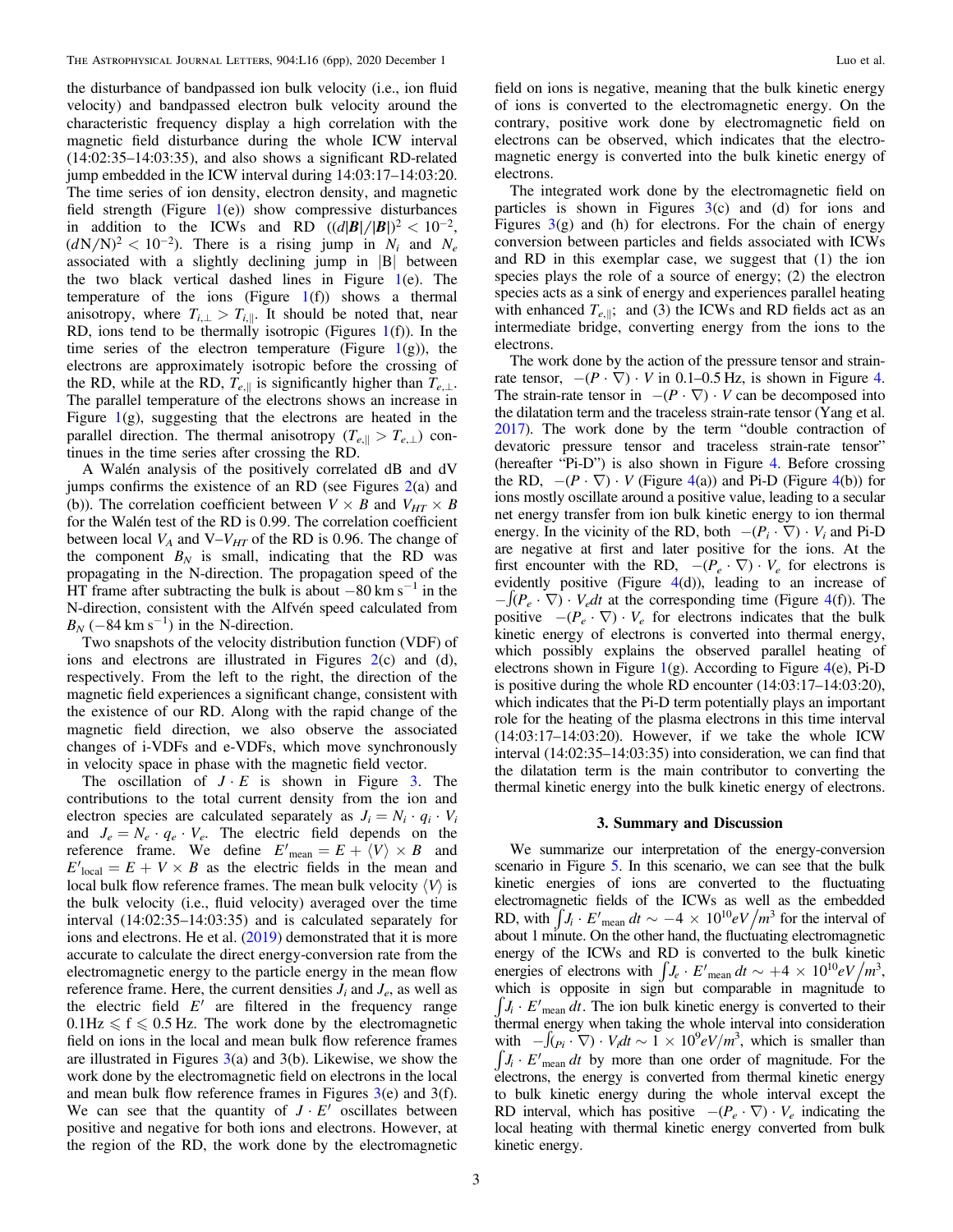the disturbance of bandpassed ion bulk velocity (i.e., ion fluid velocity) and bandpassed electron bulk velocity around the characteristic frequency display a high correlation with the magnetic field disturbance during the whole ICW interval (14:02:35–14:03:35), and also shows a significant RD-related jump embedded in the ICW interval during 14:03:17–14:03:20. The time series of ion density, electron density, and magnetic field strength (Figure 1(e)) show compressive disturbances in addition to the ICWs and RD ($(d|\boldsymbol{B}|/|\boldsymbol{B}|)^2 < 10^{-2}$, $(d\mathrm{N}/\mathrm{N})^2 < 10^{-2}$). There is a rising jump in $N_i$ and $N_e$ associated with a slightly declining jump in |B| between the two black vertical dashed lines in Figure 1(e). The temperature of the ions (Figure 1(f)) shows a thermal anisotropy, where $T_{i,\perp} > T_{i,\parallel}$. It should be noted that, near RD, ions tend to be thermally isotropic (Figures 1(f)). In the time series of the electron temperature (Figure 1(g)), the electrons are approximately isotropic before the crossing of the RD, while at the RD, $T_{e,\parallel}$ is significantly higher than $T_{e,\perp}$. The parallel temperature of the electrons shows an increase in Figure 1(g), suggesting that the electrons are heated in the parallel direction. The thermal anisotropy ($T_{e,\parallel} > T_{e,\perp}$) continues in the time series after crossing the RD.

A Walén analysis of the positively correlated dB and dV jumps confirms the existence of an RD (see Figures 2(a) and (b)). The correlation coefficient between $V \times B$ and $V_{HT} \times B$ for the Walén test of the RD is 0.99. The correlation coefficient between local $V_A$ and V–$V_{HT}$ of the RD is 0.96. The change of the component $B_N$ is small, indicating that the RD was propagating in the N-direction. The propagation speed of the HT frame after subtracting the bulk is about $-80\,\mathrm{km\,s^{-1}}$ in the N-direction, consistent with the Alfvén speed calculated from $B_N$ ($-84\,\mathrm{km\,s^{-1}}$) in the N-direction.

Two snapshots of the velocity distribution function (VDF) of ions and electrons are illustrated in Figures 2(c) and (d), respectively. From the left to the right, the direction of the magnetic field experiences a significant change, consistent with the existence of our RD. Along with the rapid change of the magnetic field direction, we also observe the associated changes of i-VDFs and e-VDFs, which move synchronously in velocity space in phase with the magnetic field vector.

The oscillation of $J \cdot E$ is shown in Figure 3. The contributions to the total current density from the ion and electron species are calculated separately as $J_i = N_i \cdot q_i \cdot V_i$ and $J_e = N_e \cdot q_e \cdot V_e$. The electric field depends on the reference frame. We define $E'_{\mathrm{mean}} = E + \langle V \rangle \times B$ and $E'_{\mathrm{local}} = E + V \times B$ as the electric fields in the mean and local bulk flow reference frames. The mean bulk velocity $\langle V \rangle$ is the bulk velocity (i.e., fluid velocity) averaged over the time interval (14:02:35–14:03:35) and is calculated separately for ions and electrons. He et al. (2019) demonstrated that it is more accurate to calculate the direct energy-conversion rate from the electromagnetic energy to the particle energy in the mean flow reference frame. Here, the current densities $J_i$ and $J_e$, as well as the electric field $E'$ are filtered in the frequency range $0.1\,\mathrm{Hz} \leqslant f \leqslant 0.5\,\mathrm{Hz}$. The work done by the electromagnetic field on ions in the local and mean bulk flow reference frames are illustrated in Figures 3(a) and 3(b). Likewise, we show the work done by the electromagnetic field on electrons in the local and mean bulk flow reference frames in Figures 3(e) and 3(f). We can see that the quantity of $J \cdot E'$ oscillates between positive and negative for both ions and electrons. However, at the region of the RD, the work done by the electromagnetic field on ions is negative, meaning that the bulk kinetic energy of ions is converted to the electromagnetic energy. On the contrary, positive work done by electromagnetic field on electrons can be observed, which indicates that the electromagnetic energy is converted into the bulk kinetic energy of electrons.

The integrated work done by the electromagnetic field on particles is shown in Figures 3(c) and (d) for ions and Figures 3(g) and (h) for electrons. For the chain of energy conversion between particles and fields associated with ICWs and RD in this exemplar case, we suggest that (1) the ion species plays the role of a source of energy; (2) the electron species acts as a sink of energy and experiences parallel heating with enhanced $T_{e,\parallel}$; and (3) the ICWs and RD fields act as an intermediate bridge, converting energy from the ions to the electrons.

The work done by the action of the pressure tensor and strain-rate tensor, $-(P \cdot \nabla) \cdot V$ in 0.1–0.5 Hz, is shown in Figure 4. The strain-rate tensor in $-(P \cdot \nabla) \cdot V$ can be decomposed into the dilatation term and the traceless strain-rate tensor (Yang et al. 2017). The work done by the term "double contraction of devatoric pressure tensor and traceless strain-rate tensor" (hereafter "Pi-D") is also shown in Figure 4. Before crossing the RD, $-(P \cdot \nabla) \cdot V$ (Figure 4(a)) and Pi-D (Figure 4(b)) for ions mostly oscillate around a positive value, leading to a secular net energy transfer from ion bulk kinetic energy to ion thermal energy. In the vicinity of the RD, both $-(P_i \cdot \nabla) \cdot V_i$ and Pi-D are negative at first and later positive for the ions. At the first encounter with the RD, $-(P_e \cdot \nabla) \cdot V_e$ for electrons is evidently positive (Figure 4(d)), leading to an increase of $-\int (P_e \cdot \nabla) \cdot V_e dt$ at the corresponding time (Figure 4(f)). The positive $-(P_e \cdot \nabla) \cdot V_e$ for electrons indicates that the bulk kinetic energy of electrons is converted into thermal energy, which possibly explains the observed parallel heating of electrons shown in Figure 1(g). According to Figure 4(e), Pi-D is positive during the whole RD encounter (14:03:17–14:03:20), which indicates that the Pi-D term potentially plays an important role for the heating of the plasma electrons in this time interval (14:03:17–14:03:20). However, if we take the whole ICW interval (14:02:35–14:03:35) into consideration, we can find that the dilatation term is the main contributor to converting the thermal kinetic energy into the bulk kinetic energy of electrons.

## 3. Summary and Discussion

We summarize our interpretation of the energy-conversion scenario in Figure 5. In this scenario, we can see that the bulk kinetic energies of ions are converted to the fluctuating electromagnetic fields of the ICWs as well as the embedded RD, with $\int J_i \cdot E'_{\mathrm{mean}}\, dt \sim -4 \times 10^{10} eV/m^3$ for the interval of about 1 minute. On the other hand, the fluctuating electromagnetic energy of the ICWs and RD is converted to the bulk kinetic energies of electrons with $\int J_e \cdot E'_{\mathrm{mean}}\, dt \sim +4 \times 10^{10} eV/m^3$, which is opposite in sign but comparable in magnitude to $\int J_i \cdot E'_{\mathrm{mean}}\, dt$. The ion bulk kinetic energy is converted to their thermal energy when taking the whole interval into consideration with $-\int (P_i \cdot \nabla) \cdot V_i dt \sim 1 \times 10^9 eV/m^3$, which is smaller than $\int J_i \cdot E'_{\mathrm{mean}}\, dt$ by more than one order of magnitude. For the electrons, the energy is converted from thermal kinetic energy to bulk kinetic energy during the whole interval except the RD interval, which has positive $-(P_e \cdot \nabla) \cdot V_e$ indicating the local heating with thermal kinetic energy converted from bulk kinetic energy.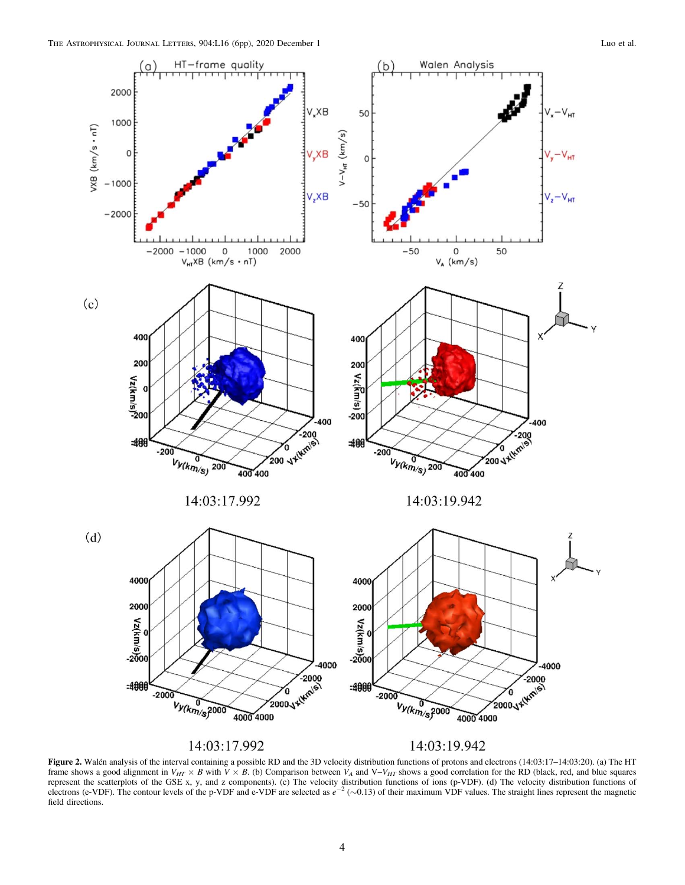**Figure 2.** Walén analysis of the interval containing a possible RD and the 3D velocity distribution functions of protons and electrons (14:03:17–14:03:20). (a) The HT frame shows a good alignment in $V_{HT} \times B$ with $V \times B$. (b) Comparison between $V_A$ and V–$V_{HT}$ shows a good correlation for the RD (black, red, and blue squares represent the scatterplots of the GSE x, y, and z components). (c) The velocity distribution functions of ions (p-VDF). (d) The velocity distribution functions of electrons (e-VDF). The contour levels of the p-VDF and e-VDF are selected as $e^{-2}$ (∼0.13) of their maximum VDF values. The straight lines represent the magnetic field directions.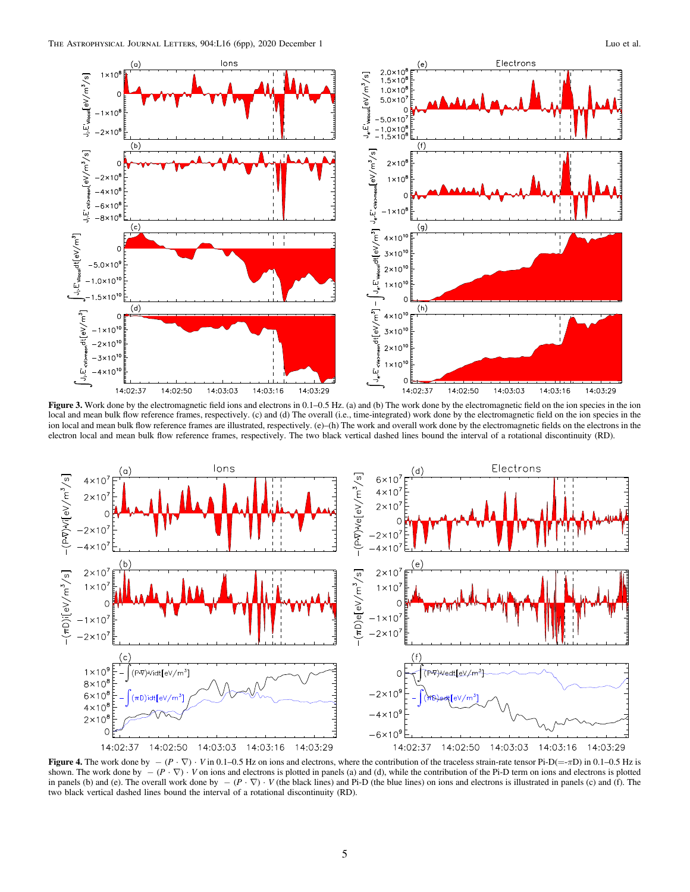**Figure 3.** Work done by the electromagnetic field ions and electrons in 0.1–0.5 Hz. (a) and (b) The work done by the electromagnetic field on the ion species in the ion local and mean bulk flow reference frames, respectively. (c) and (d) The overall (i.e., time-integrated) work done by the electromagnetic field on the ion species in the ion local and mean bulk flow reference frames are illustrated, respectively. (e)–(h) The work and overall work done by the electromagnetic fields on the electrons in the electron local and mean bulk flow reference frames, respectively. The two black vertical dashed lines bound the interval of a rotational discontinuity (RD).

**Figure 4.** The work done by $-(P \cdot \nabla) \cdot V$ in 0.1–0.5 Hz on ions and electrons, where the contribution of the traceless strain-rate tensor Pi-D($=-\pi D$) in 0.1–0.5 Hz is shown. The work done by $-(P \cdot \nabla) \cdot V$ on ions and electrons is plotted in panels (a) and (d), while the contribution of the Pi-D term on ions and electrons is plotted in panels (b) and (e). The overall work done by $-(P \cdot \nabla) \cdot V$ (the black lines) and Pi-D (the blue lines) on ions and electrons is illustrated in panels (c) and (f). The two black vertical dashed lines bound the interval of a rotational discontinuity (RD).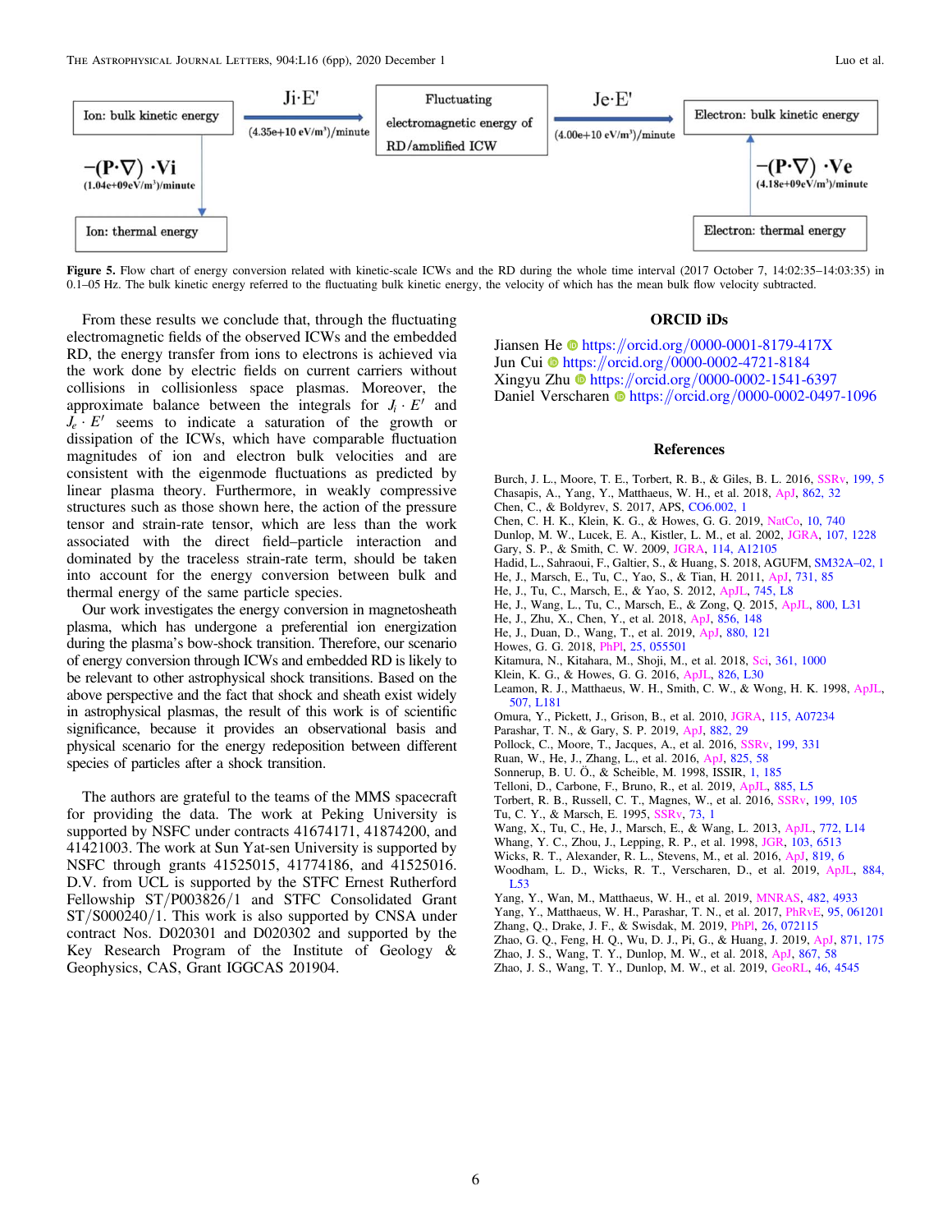Ion: bulk kinetic energy

Ji·E'

(4.35e+10 eV/m³)/minute

Fluctuating electromagnetic energy of RD/amplified ICW

Je·E'

(4.00e+10 eV/m³)/minute

Electron: bulk kinetic energy

−(P·∇) ·Vi

(1.04e+09eV/m³)/minute

Ion: thermal energy

−(P·∇) ·Ve

(4.18e+09eV/m³)/minute

Electron: thermal energy

**Figure 5.** Flow chart of energy conversion related with kinetic-scale ICWs and the RD during the whole time interval (2017 October 7, 14:02:35–14:03:35) in 0.1–05 Hz. The bulk kinetic energy referred to the fluctuating bulk kinetic energy, the velocity of which has the mean bulk flow velocity subtracted.

From these results we conclude that, through the fluctuating electromagnetic fields of the observed ICWs and the embedded RD, the energy transfer from ions to electrons is achieved via the work done by electric fields on current carriers without collisions in collisionless space plasmas. Moreover, the approximate balance between the integrals for $J_i \cdot E'$ and $J_e \cdot E'$ seems to indicate a saturation of the growth or dissipation of the ICWs, which have comparable fluctuation magnitudes of ion and electron bulk velocities and are consistent with the eigenmode fluctuations as predicted by linear plasma theory. Furthermore, in weakly compressive structures such as those shown here, the action of the pressure tensor and strain-rate tensor, which are less than the work associated with the direct field–particle interaction and dominated by the traceless strain-rate term, should be taken into account for the energy conversion between bulk and thermal energy of the same particle species.

Our work investigates the energy conversion in magnetosheath plasma, which has undergone a preferential ion energization during the plasma's bow-shock transition. Therefore, our scenario of energy conversion through ICWs and embedded RD is likely to be relevant to other astrophysical shock transitions. Based on the above perspective and the fact that shock and sheath exist widely in astrophysical plasmas, the result of this work is of scientific significance, because it provides an observational basis and physical scenario for the energy redeposition between different species of particles after a shock transition.

The authors are grateful to the teams of the MMS spacecraft for providing the data. The work at Peking University is supported by NSFC under contracts 41674171, 41874200, and 41421003. The work at Sun Yat-sen University is supported by NSFC through grants 41525015, 41774186, and 41525016. D.V. from UCL is supported by the STFC Ernest Rutherford Fellowship ST/P003826/1 and STFC Consolidated Grant ST/S000240/1. This work is also supported by CNSA under contract Nos. D020301 and D020302 and supported by the Key Research Program of the Institute of Geology & Geophysics, CAS, Grant IGGCAS 201904.

## ORCID iDs

Jiansen He https://orcid.org/0000-0001-8179-417X
Jun Cui https://orcid.org/0000-0002-4721-8184
Xingyu Zhu https://orcid.org/0000-0002-1541-6397
Daniel Verscharen https://orcid.org/0000-0002-0497-1096

## References

Burch, J. L., Moore, T. E., Torbert, R. B., & Giles, B. L. 2016, SSRv, 199, 5
Chasapis, A., Yang, Y., Matthaeus, W. H., et al. 2018, ApJ, 862, 32
Chen, C., & Boldyrev, S. 2017, APS, CO6.002, 1
Chen, C. H. K., Klein, K. G., & Howes, G. G. 2019, NatCo, 10, 740
Dunlop, M. W., Lucek, E. A., Kistler, L. M., et al. 2002, JGRA, 107, 1228
Gary, S. P., & Smith, C. W. 2009, JGRA, 114, A12105
Hadid, L., Sahraoui, F., Galtier, S., & Huang, S. 2018, AGUFM, SM32A–02, 1
He, J., Marsch, E., Tu, C., Yao, S., & Tian, H. 2011, ApJ, 731, 85
He, J., Tu, C., Marsch, E., & Yao, S. 2012, ApJL, 745, L8
He, J., Wang, L., Tu, C., Marsch, E., & Zong, Q. 2015, ApJL, 800, L31
He, J., Zhu, X., Chen, Y., et al. 2018, ApJ, 856, 148
He, J., Duan, D., Wang, T., et al. 2019, ApJ, 880, 121
Howes, G. G. 2018, PhPl, 25, 055501
Kitamura, N., Kitahara, M., Shoji, M., et al. 2018, Sci, 361, 1000
Klein, K. G., & Howes, G. G. 2016, ApJL, 826, L30
Leamon, R. J., Matthaeus, W. H., Smith, C. W., & Wong, H. K. 1998, ApJL, 507, L181
Omura, Y., Pickett, J., Grison, B., et al. 2010, JGRA, 115, A07234
Parashar, T. N., & Gary, S. P. 2019, ApJ, 882, 29
Pollock, C., Moore, T., Jacques, A., et al. 2016, SSRv, 199, 331
Ruan, W., He, J., Zhang, L., et al. 2016, ApJ, 825, 58
Sonnerup, B. U. Ö., & Scheible, M. 1998, ISSIR, 1, 185
Telloni, D., Carbone, F., Bruno, R., et al. 2019, ApJL, 885, L5
Torbert, R. B., Russell, C. T., Magnes, W., et al. 2016, SSRv, 199, 105
Tu, C. Y., & Marsch, E. 1995, SSRv, 73, 1
Wang, X., Tu, C., He, J., Marsch, E., & Wang, L. 2013, ApJL, 772, L14
Whang, Y. C., Zhou, J., Lepping, R. P., et al. 1998, JGR, 103, 6513
Wicks, R. T., Alexander, R. L., Stevens, M., et al. 2016, ApJ, 819, 6
Woodham, L. D., Wicks, R. T., Verscharen, D., et al. 2019, ApJL, 884, L53
Yang, Y., Wan, M., Matthaeus, W. H., et al. 2019, MNRAS, 482, 4933
Yang, Y., Matthaeus, W. H., Parashar, T. N., et al. 2017, PhRvE, 95, 061201
Zhang, Q., Drake, J. F., & Swisdak, M. 2019, PhPl, 26, 072115
Zhao, G. Q., Feng, H. Q., Wu, D. J., Pi, G., & Huang, J. 2019, ApJ, 871, 175
Zhao, J. S., Wang, T. Y., Dunlop, M. W., et al. 2018, ApJ, 867, 58
Zhao, J. S., Wang, T. Y., Dunlop, M. W., et al. 2019, GeoRL, 46, 4545